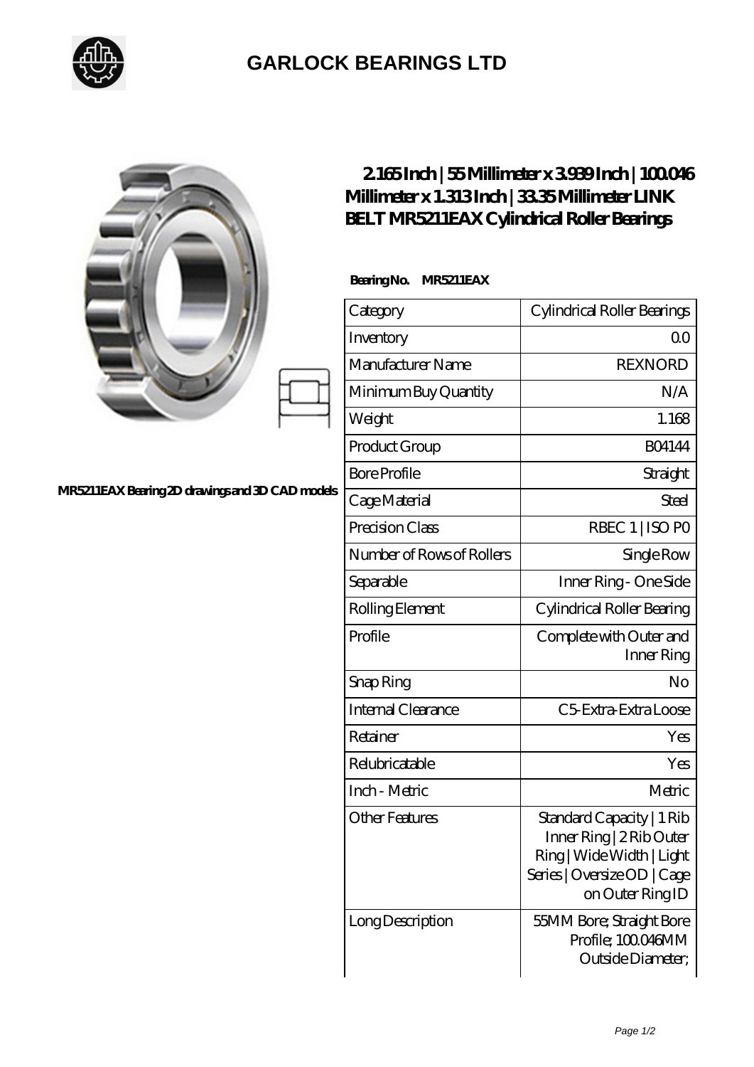# GARLOCK BEARINGS LTD

MR5211EAX Bearing 2D drawings and 3D CAD models

## 2.165 Inch | 55 Millimeter x 3.939 Inch | 100.046 Millimeter x 1.313 Inch | 33.35 Millimeter LINK BELT MR5211EAX Cylindrical Roller Bearings

**Bearing No. MR5211EAX**

| Category | Cylindrical Roller Bearings |
|---|---|
| Inventory | 0.0 |
| Manufacturer Name | REXNORD |
| Minimum Buy Quantity | N/A |
| Weight | 1.168 |
| Product Group | B04144 |
| Bore Profile | Straight |
| Cage Material | Steel |
| Precision Class | RBEC 1 \| ISO P0 |
| Number of Rows of Rollers | Single Row |
| Separable | Inner Ring - One Side |
| Rolling Element | Cylindrical Roller Bearing |
| Profile | Complete with Outer and Inner Ring |
| Snap Ring | No |
| Internal Clearance | C5-Extra-Extra Loose |
| Retainer | Yes |
| Relubricatable | Yes |
| Inch - Metric | Metric |
| Other Features | Standard Capacity \| 1 Rib Inner Ring \| 2 Rib Outer Ring \| Wide Width \| Light Series \| Oversize OD \| Cage on Outer Ring ID |
| Long Description | 55MM Bore; Straight Bore Profile; 100.046MM Outside Diameter; |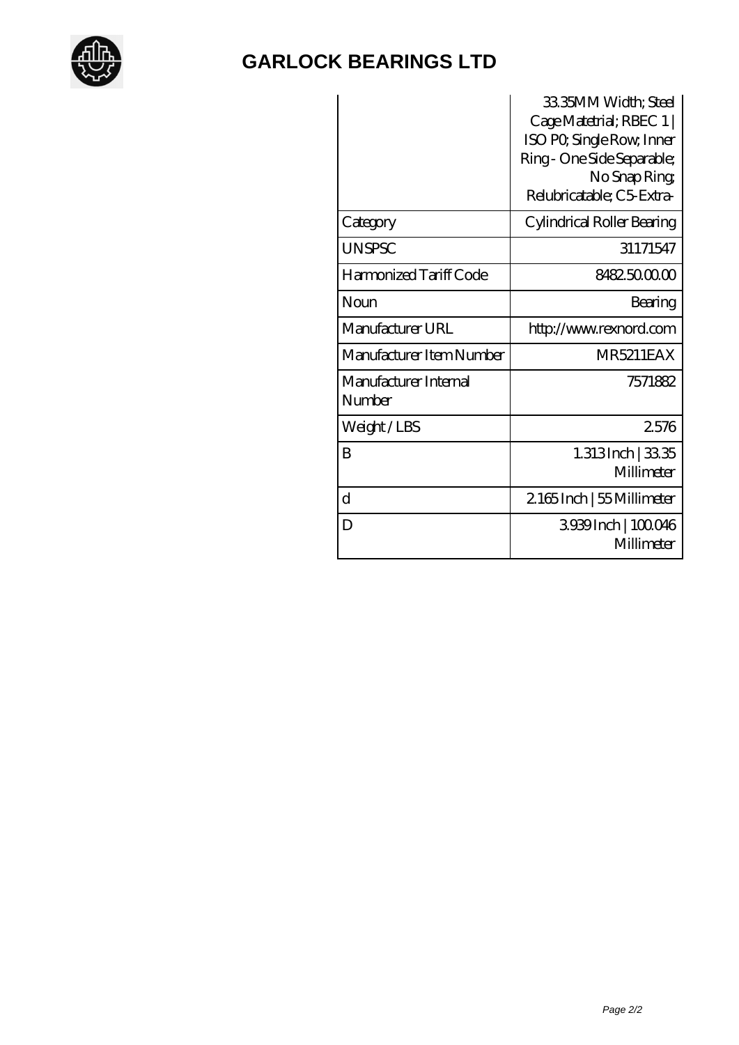# GARLOCK BEARINGS LTD

| | |
|---|---|
| | 33.35MM Width; Steel Cage Matetrial; RBEC 1 \| ISO P0; Single Row; Inner Ring - One Side Separable; No Snap Ring; Relubricatable; C5-Extra- |
| Category | Cylindrical Roller Bearing |
| UNSPSC | 31171547 |
| Harmonized Tariff Code | 8482.50.00.00 |
| Noun | Bearing |
| Manufacturer URL | http://www.rexnord.com |
| Manufacturer Item Number | MR5211EAX |
| Manufacturer Internal Number | 7571882 |
| Weight / LBS | 2.576 |
| B | 1.313 Inch \| 33.35 Millimeter |
| d | 2.165 Inch \| 55 Millimeter |
| D | 3.939 Inch \| 100.046 Millimeter |